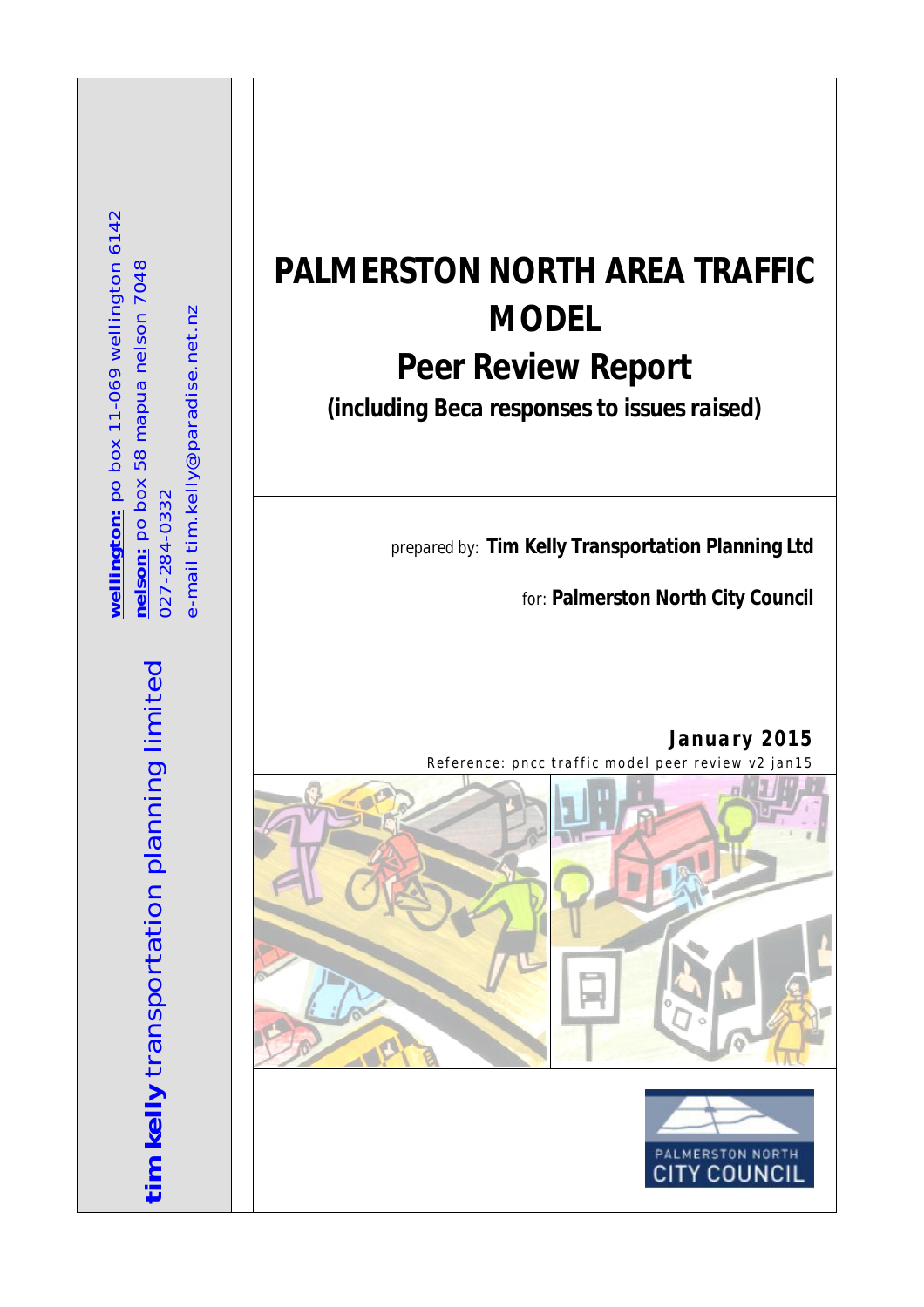# PALMERSTON NORTH AREA TRAFFIC MODEL

## Peer Review Report

**(including Beca responses to issues raised)**

prepared by: **Tim Kelly Transportation Planning Ltd**

for: **Palmerston North City Council**

**January 2015**

Reference: pncc traffic model peer review v2 jan15

**tim kelly** transportation planning limited

**wellington:** po box 11-069 wellington 6142

**nelson:** po box 58 mapua nelson 7048

027-284-0332

e-mail tim.kelly@paradise.net.nz

PALMERSTON NORTH CITY COUNCIL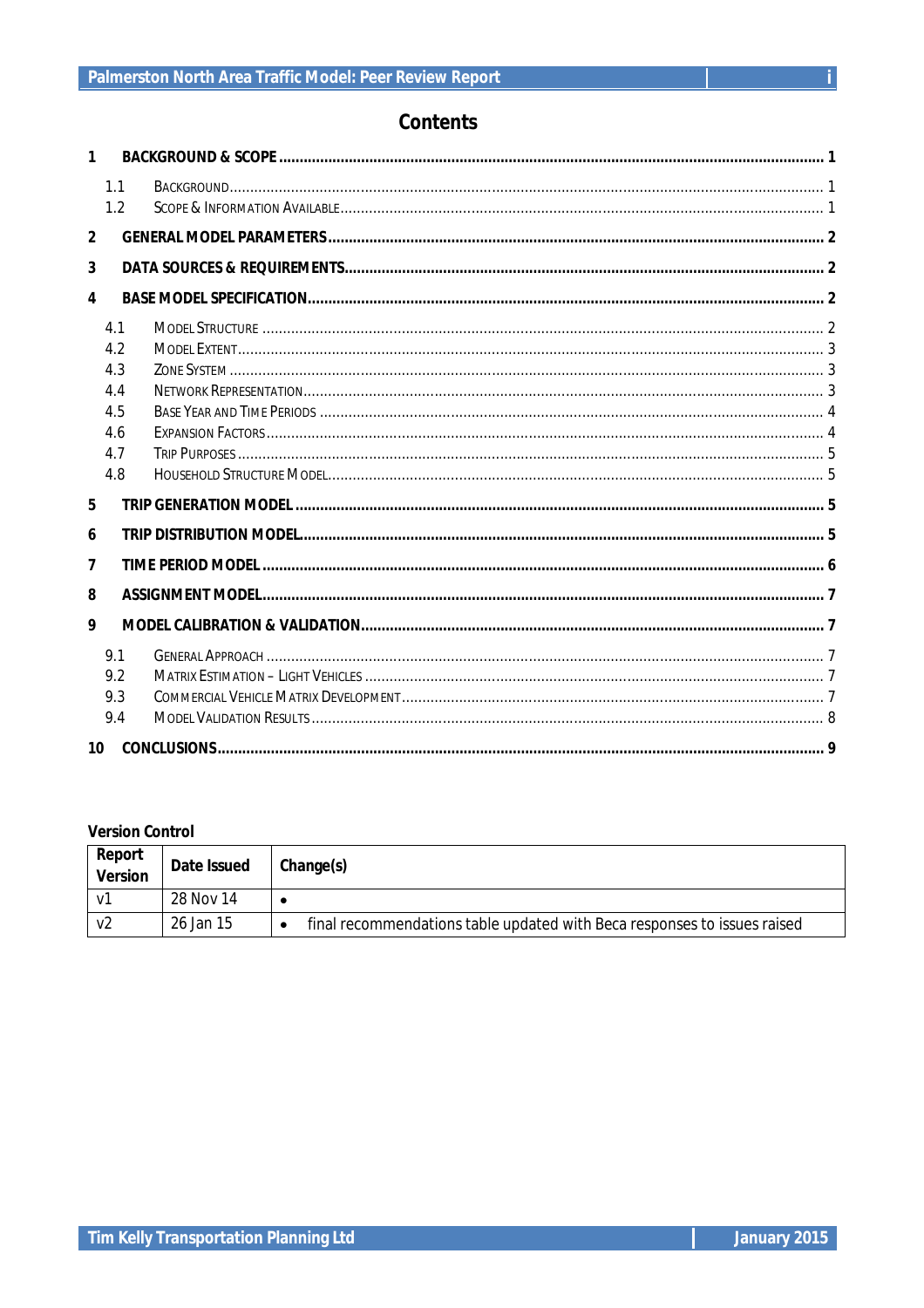# Contents

1 BACKGROUND & SCOPE ........ 1
- 1.1 Background ........ 1
- 1.2 Scope & Information Available ........ 1

2 GENERAL MODEL PARAMETERS ........ 2

3 DATA SOURCES & REQUIREMENTS ........ 2

4 BASE MODEL SPECIFICATION ........ 2
- 4.1 Model Structure ........ 2
- 4.2 Model Extent ........ 3
- 4.3 Zone System ........ 3
- 4.4 Network Representation ........ 3
- 4.5 Base Year and Time Periods ........ 4
- 4.6 Expansion Factors ........ 4
- 4.7 Trip Purposes ........ 5
- 4.8 Household Structure Model ........ 5

5 TRIP GENERATION MODEL ........ 5

6 TRIP DISTRIBUTION MODEL ........ 5

7 TIME PERIOD MODEL ........ 6

8 ASSIGNMENT MODEL ........ 7

9 MODEL CALIBRATION & VALIDATION ........ 7
- 9.1 General Approach ........ 7
- 9.2 Matrix Estimation – Light Vehicles ........ 7
- 9.3 Commercial Vehicle Matrix Development ........ 7
- 9.4 Model Validation Results ........ 8

10 CONCLUSIONS ........ 9

**Version Control**

| Report Version | Date Issued | Change(s) |
|---|---|---|
| v1 | 28 Nov 14 | • |
| v2 | 26 Jan 15 | • final recommendations table updated with Beca responses to issues raised |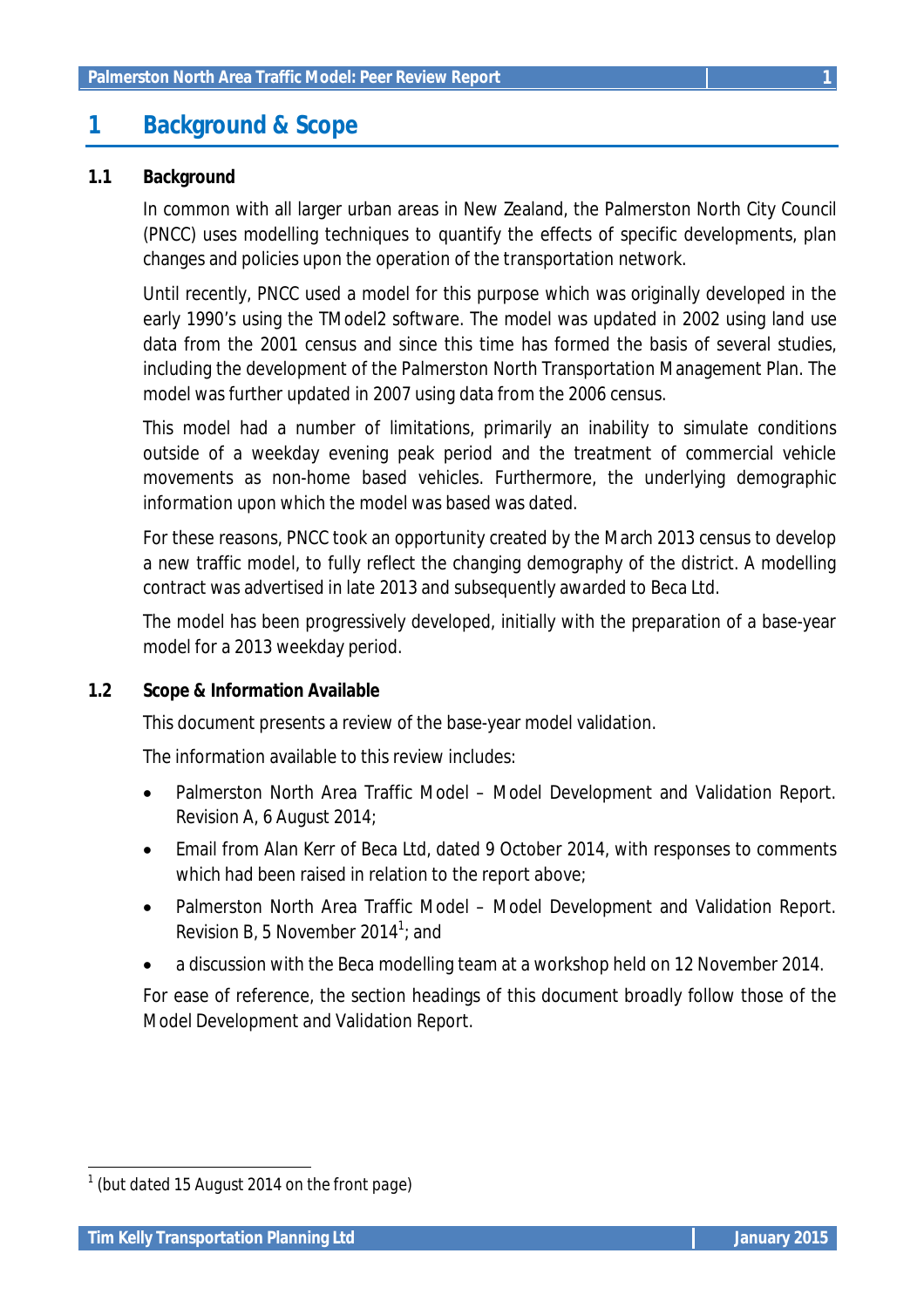# 1 Background & Scope

## 1.1 Background

In common with all larger urban areas in New Zealand, the Palmerston North City Council (PNCC) uses modelling techniques to quantify the effects of specific developments, plan changes and policies upon the operation of the transportation network.

Until recently, PNCC used a model for this purpose which was originally developed in the early 1990's using the TModel2 software. The model was updated in 2002 using land use data from the 2001 census and since this time has formed the basis of several studies, including the development of the Palmerston North Transportation Management Plan. The model was further updated in 2007 using data from the 2006 census.

This model had a number of limitations, primarily an inability to simulate conditions outside of a weekday evening peak period and the treatment of commercial vehicle movements as non-home based vehicles. Furthermore, the underlying demographic information upon which the model was based was dated.

For these reasons, PNCC took an opportunity created by the March 2013 census to develop a new traffic model, to fully reflect the changing demography of the district. A modelling contract was advertised in late 2013 and subsequently awarded to Beca Ltd.

The model has been progressively developed, initially with the preparation of a base-year model for a 2013 weekday period.

## 1.2 Scope & Information Available

This document presents a review of the base-year model validation.

The information available to this review includes:

- Palmerston North Area Traffic Model – Model Development and Validation Report. Revision A, 6 August 2014;
- Email from Alan Kerr of Beca Ltd, dated 9 October 2014, with responses to comments which had been raised in relation to the report above;
- Palmerston North Area Traffic Model – Model Development and Validation Report. Revision B, 5 November 2014[1]; and
- a discussion with the Beca modelling team at a workshop held on 12 November 2014.

For ease of reference, the section headings of this document broadly follow those of the Model Development and Validation Report.

[1] (but dated 15 August 2014 on the front page)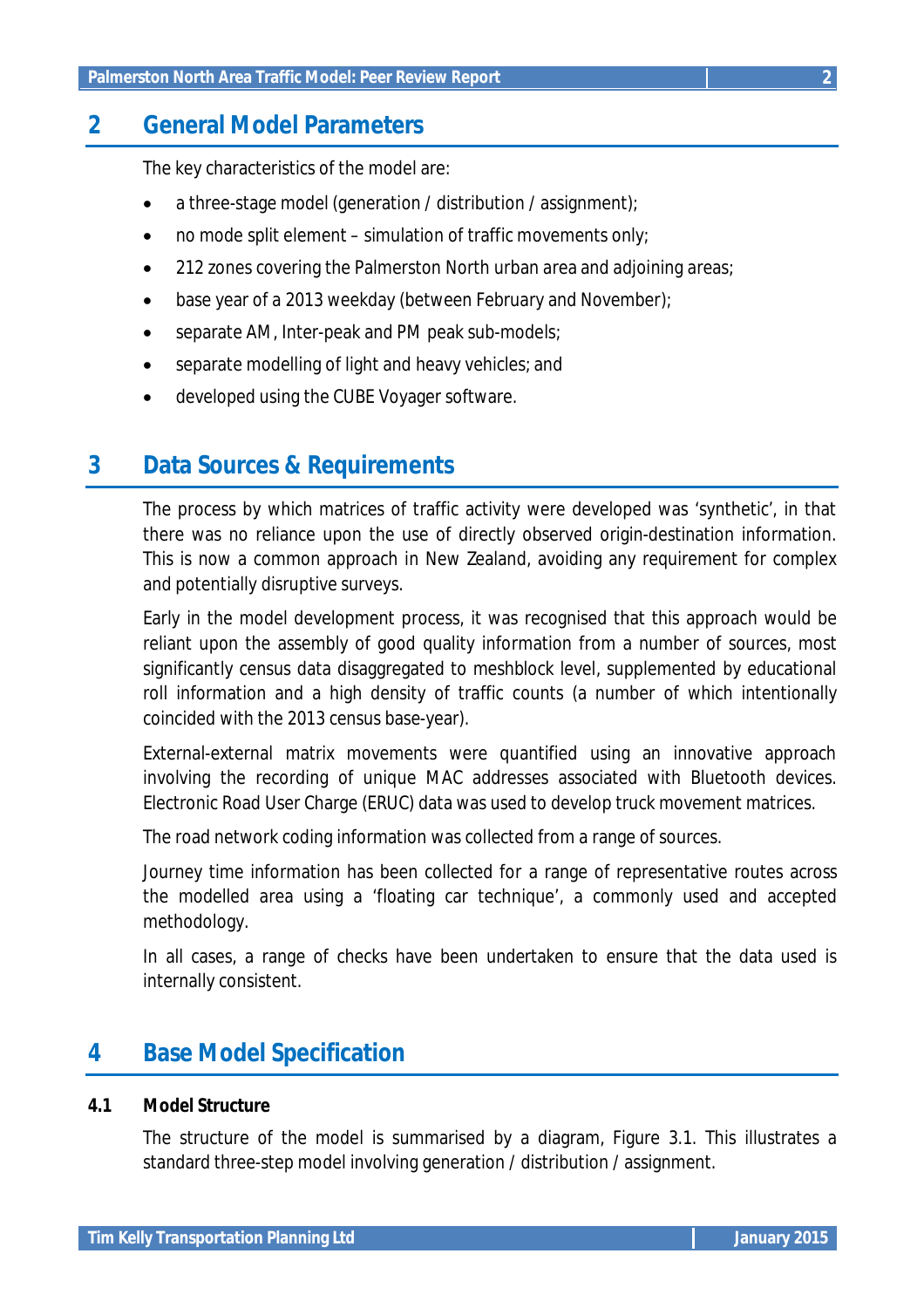## 2 General Model Parameters

The key characteristics of the model are:

- a three-stage model (generation / distribution / assignment);
- no mode split element – simulation of traffic movements only;
- 212 zones covering the Palmerston North urban area and adjoining areas;
- base year of a 2013 weekday (between February and November);
- separate AM, Inter-peak and PM peak sub-models;
- separate modelling of light and heavy vehicles; and
- developed using the CUBE Voyager software.

## 3 Data Sources & Requirements

The process by which matrices of traffic activity were developed was 'synthetic', in that there was no reliance upon the use of directly observed origin-destination information. This is now a common approach in New Zealand, avoiding any requirement for complex and potentially disruptive surveys.

Early in the model development process, it was recognised that this approach would be reliant upon the assembly of good quality information from a number of sources, most significantly census data disaggregated to meshblock level, supplemented by educational roll information and a high density of traffic counts (a number of which intentionally coincided with the 2013 census base-year).

External-external matrix movements were quantified using an innovative approach involving the recording of unique MAC addresses associated with Bluetooth devices. Electronic Road User Charge (ERUC) data was used to develop truck movement matrices.

The road network coding information was collected from a range of sources.

Journey time information has been collected for a range of representative routes across the modelled area using a 'floating car technique', a commonly used and accepted methodology.

In all cases, a range of checks have been undertaken to ensure that the data used is internally consistent.

## 4 Base Model Specification

### 4.1 Model Structure

The structure of the model is summarised by a diagram, Figure 3.1. This illustrates a standard three-step model involving generation / distribution / assignment.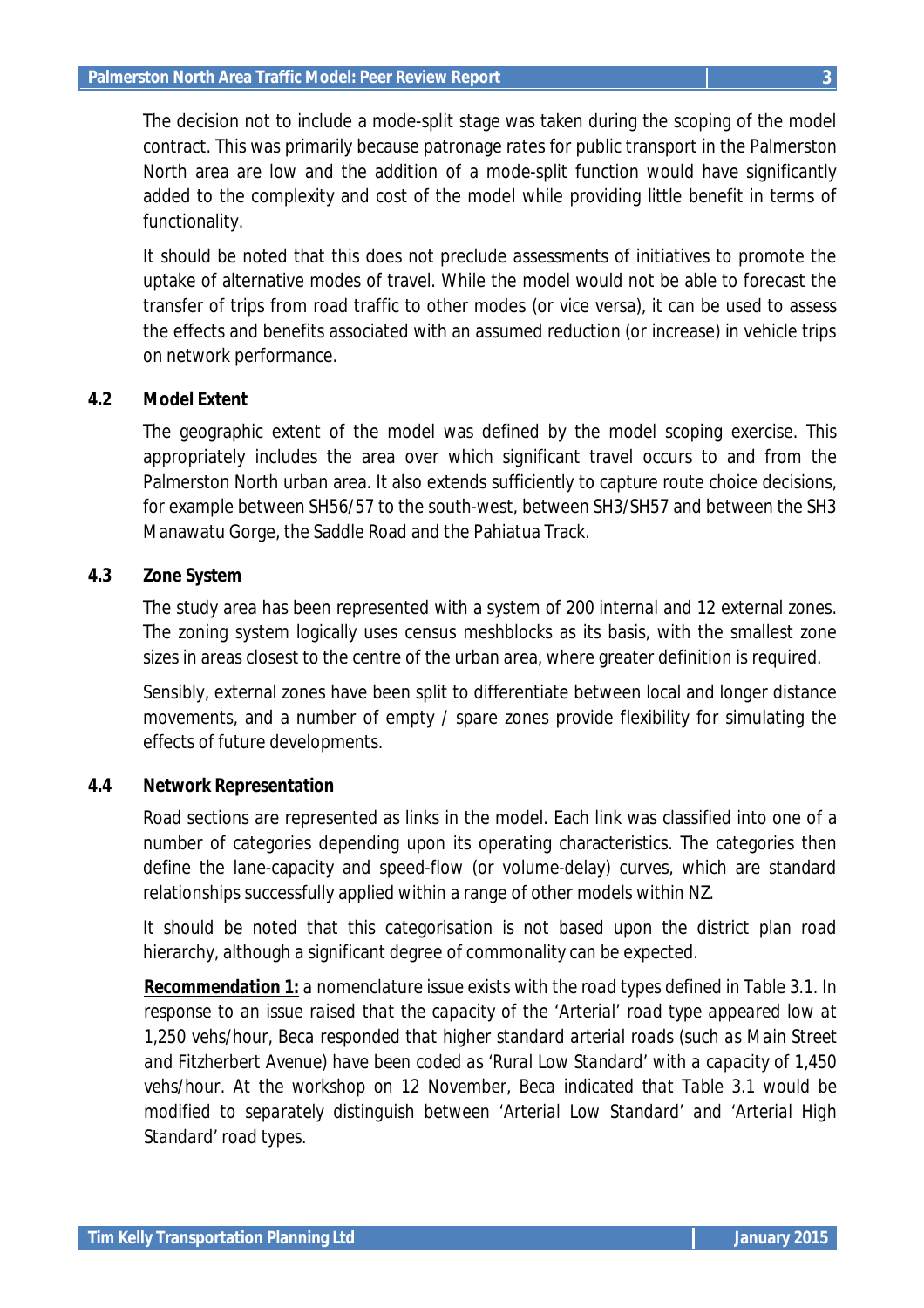The decision not to include a mode-split stage was taken during the scoping of the model contract. This was primarily because patronage rates for public transport in the Palmerston North area are low and the addition of a mode-split function would have significantly added to the complexity and cost of the model while providing little benefit in terms of functionality.

It should be noted that this does not preclude assessments of initiatives to promote the uptake of alternative modes of travel. While the model would not be able to forecast the transfer of trips from road traffic to other modes (or vice versa), it can be used to assess the effects and benefits associated with an assumed reduction (or increase) in vehicle trips on network performance.

## 4.2 Model Extent

The geographic extent of the model was defined by the model scoping exercise. This appropriately includes the area over which significant travel occurs to and from the Palmerston North urban area. It also extends sufficiently to capture route choice decisions, for example between SH56/57 to the south-west, between SH3/SH57 and between the SH3 Manawatu Gorge, the Saddle Road and the Pahiatua Track.

## 4.3 Zone System

The study area has been represented with a system of 200 internal and 12 external zones. The zoning system logically uses census meshblocks as its basis, with the smallest zone sizes in areas closest to the centre of the urban area, where greater definition is required.

Sensibly, external zones have been split to differentiate between local and longer distance movements, and a number of empty / spare zones provide flexibility for simulating the effects of future developments.

## 4.4 Network Representation

Road sections are represented as links in the model. Each link was classified into one of a number of categories depending upon its operating characteristics. The categories then define the lane-capacity and speed-flow (or volume-delay) curves, which are standard relationships successfully applied within a range of other models within NZ.

It should be noted that this categorisation is not based upon the district plan road hierarchy, although a significant degree of commonality can be expected.

***Recommendation 1:*** *a nomenclature issue exists with the road types defined in Table 3.1. In response to an issue raised that the capacity of the 'Arterial' road type appeared low at 1,250 vehs/hour, Beca responded that higher standard arterial roads (such as Main Street and Fitzherbert Avenue) have been coded as 'Rural Low Standard' with a capacity of 1,450 vehs/hour. At the workshop on 12 November, Beca indicated that Table 3.1 would be modified to separately distinguish between 'Arterial Low Standard' and 'Arterial High Standard' road types.*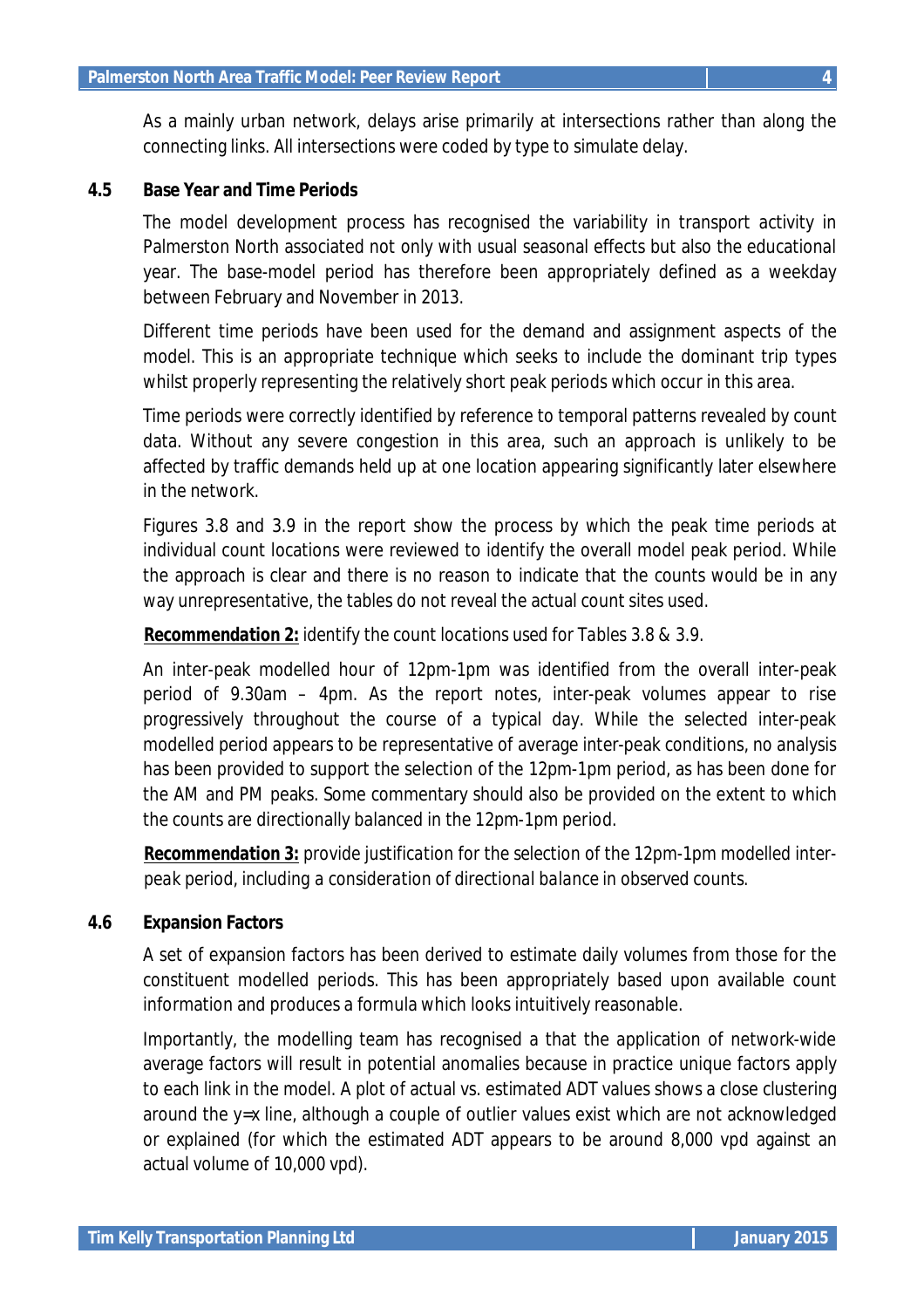As a mainly urban network, delays arise primarily at intersections rather than along the connecting links. All intersections were coded by type to simulate delay.

### 4.5 Base Year and Time Periods

The model development process has recognised the variability in transport activity in Palmerston North associated not only with usual seasonal effects but also the educational year. The base-model period has therefore been appropriately defined as a weekday between February and November in 2013.

Different time periods have been used for the demand and assignment aspects of the model. This is an appropriate technique which seeks to include the dominant trip types whilst properly representing the relatively short peak periods which occur in this area.

Time periods were correctly identified by reference to temporal patterns revealed by count data. Without any severe congestion in this area, such an approach is unlikely to be affected by traffic demands held up at one location appearing significantly later elsewhere in the network.

Figures 3.8 and 3.9 in the report show the process by which the peak time periods at individual count locations were reviewed to identify the overall model peak period. While the approach is clear and there is no reason to indicate that the counts would be in any way unrepresentative, the tables do not reveal the actual count sites used.

***Recommendation 2:*** *identify the count locations used for Tables 3.8 & 3.9.*

An inter-peak modelled hour of 12pm-1pm was identified from the overall inter-peak period of 9.30am – 4pm. As the report notes, inter-peak volumes appear to rise progressively throughout the course of a typical day. While the selected inter-peak modelled period appears to be representative of average inter-peak conditions, no analysis has been provided to support the selection of the 12pm-1pm period, as has been done for the AM and PM peaks. Some commentary should also be provided on the extent to which the counts are directionally balanced in the 12pm-1pm period.

***Recommendation 3:*** *provide justification for the selection of the 12pm-1pm modelled inter-peak period, including a consideration of directional balance in observed counts.*

### 4.6 Expansion Factors

A set of expansion factors has been derived to estimate daily volumes from those for the constituent modelled periods. This has been appropriately based upon available count information and produces a formula which looks intuitively reasonable.

Importantly, the modelling team has recognised a that the application of network-wide average factors will result in potential anomalies because in practice unique factors apply to each link in the model. A plot of actual vs. estimated ADT values shows a close clustering around the y=x line, although a couple of outlier values exist which are not acknowledged or explained (for which the estimated ADT appears to be around 8,000 vpd against an actual volume of 10,000 vpd).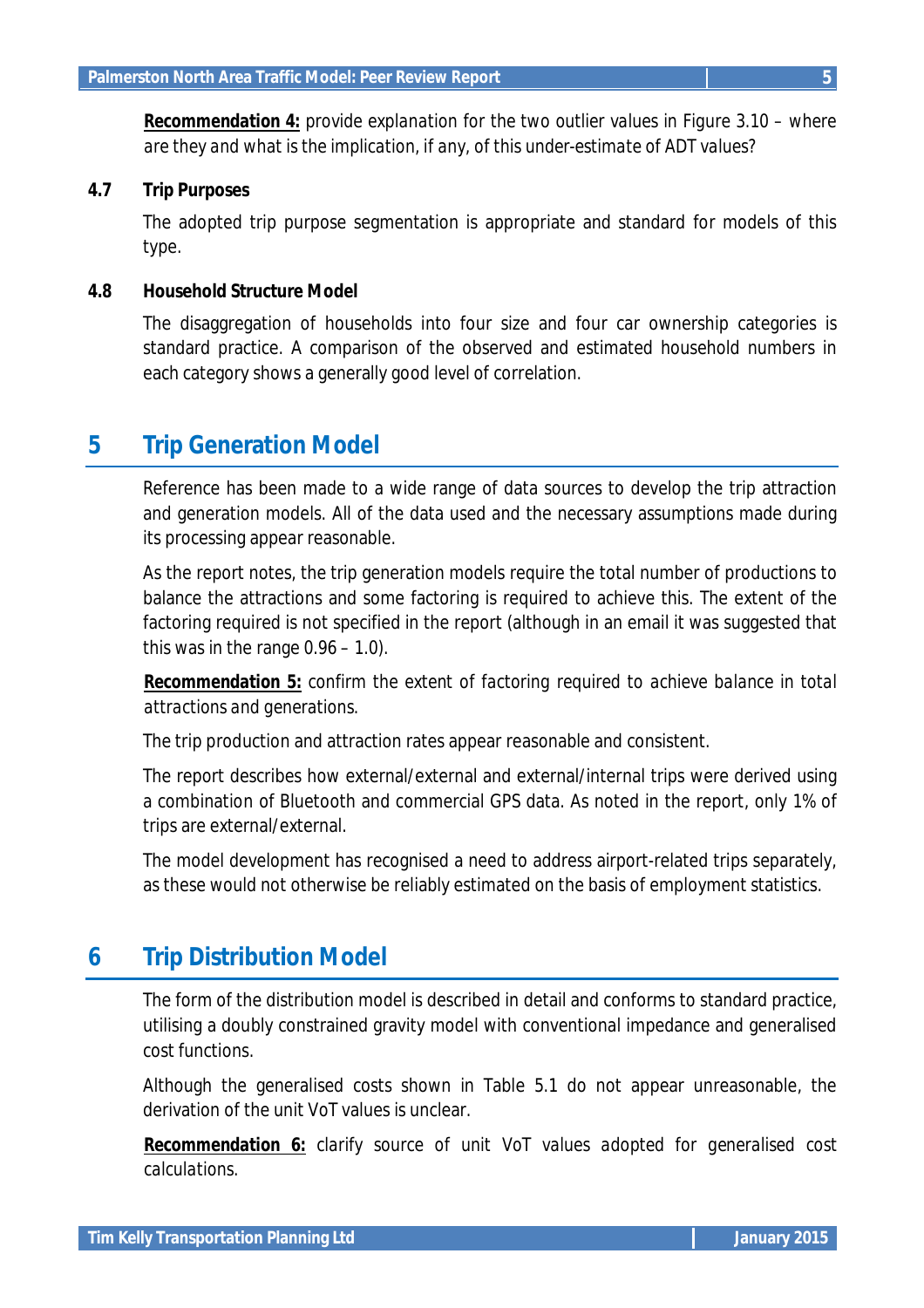**Recommendation 4:** *provide explanation for the two outlier values in Figure 3.10 – where are they and what is the implication, if any, of this under-estimate of ADT values?*

### 4.7 Trip Purposes

The adopted trip purpose segmentation is appropriate and standard for models of this type.

### 4.8 Household Structure Model

The disaggregation of households into four size and four car ownership categories is standard practice. A comparison of the observed and estimated household numbers in each category shows a generally good level of correlation.

## 5 Trip Generation Model

Reference has been made to a wide range of data sources to develop the trip attraction and generation models. All of the data used and the necessary assumptions made during its processing appear reasonable.

As the report notes, the trip generation models require the total number of productions to balance the attractions and some factoring is required to achieve this. The extent of the factoring required is not specified in the report (although in an email it was suggested that this was in the range 0.96 – 1.0).

**Recommendation 5:** *confirm the extent of factoring required to achieve balance in total attractions and generations.*

The trip production and attraction rates appear reasonable and consistent.

The report describes how external/external and external/internal trips were derived using a combination of Bluetooth and commercial GPS data. As noted in the report, only 1% of trips are external/external.

The model development has recognised a need to address airport-related trips separately, as these would not otherwise be reliably estimated on the basis of employment statistics.

## 6 Trip Distribution Model

The form of the distribution model is described in detail and conforms to standard practice, utilising a doubly constrained gravity model with conventional impedance and generalised cost functions.

Although the generalised costs shown in Table 5.1 do not appear unreasonable, the derivation of the unit VoT values is unclear.

**Recommendation 6:** *clarify source of unit VoT values adopted for generalised cost calculations.*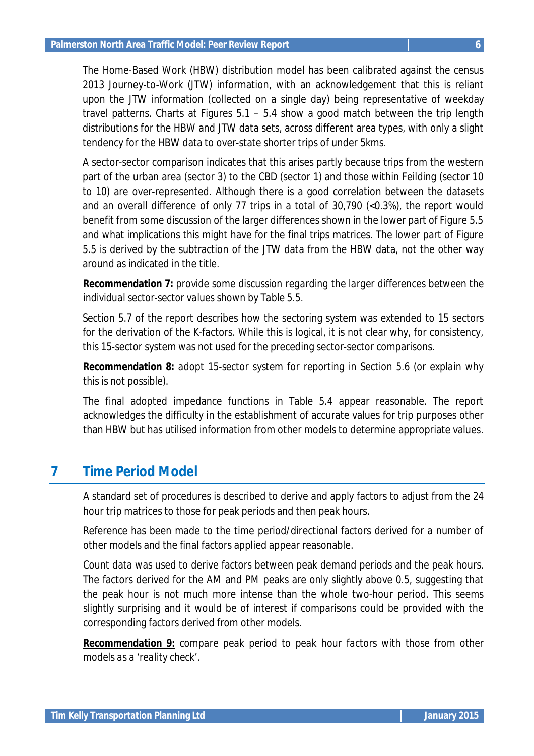The Home-Based Work (HBW) distribution model has been calibrated against the census 2013 Journey-to-Work (JTW) information, with an acknowledgement that this is reliant upon the JTW information (collected on a single day) being representative of weekday travel patterns. Charts at Figures 5.1 – 5.4 show a good match between the trip length distributions for the HBW and JTW data sets, across different area types, with only a slight tendency for the HBW data to over-state shorter trips of under 5kms.

A sector-sector comparison indicates that this arises partly because trips from the western part of the urban area (sector 3) to the CBD (sector 1) and those within Feilding (sector 10 to 10) are over-represented. Although there is a good correlation between the datasets and an overall difference of only 77 trips in a total of 30,790 (<0.3%), the report would benefit from some discussion of the larger differences shown in the lower part of Figure 5.5 and what implications this might have for the final trips matrices. The lower part of Figure 5.5 is derived by the subtraction of the JTW data from the HBW data, not the other way around as indicated in the title.

***Recommendation 7:*** *provide some discussion regarding the larger differences between the individual sector-sector values shown by Table 5.5.*

Section 5.7 of the report describes how the sectoring system was extended to 15 sectors for the derivation of the K-factors. While this is logical, it is not clear why, for consistency, this 15-sector system was not used for the preceding sector-sector comparisons.

***Recommendation 8:*** *adopt 15-sector system for reporting in Section 5.6 (or explain why this is not possible).*

The final adopted impedance functions in Table 5.4 appear reasonable. The report acknowledges the difficulty in the establishment of accurate values for trip purposes other than HBW but has utilised information from other models to determine appropriate values.

# 7 Time Period Model

A standard set of procedures is described to derive and apply factors to adjust from the 24 hour trip matrices to those for peak periods and then peak hours.

Reference has been made to the time period/directional factors derived for a number of other models and the final factors applied appear reasonable.

Count data was used to derive factors between peak demand periods and the peak hours. The factors derived for the AM and PM peaks are only slightly above 0.5, suggesting that the peak hour is not much more intense than the whole two-hour period. This seems slightly surprising and it would be of interest if comparisons could be provided with the corresponding factors derived from other models.

***Recommendation 9:*** *compare peak period to peak hour factors with those from other models as a 'reality check'.*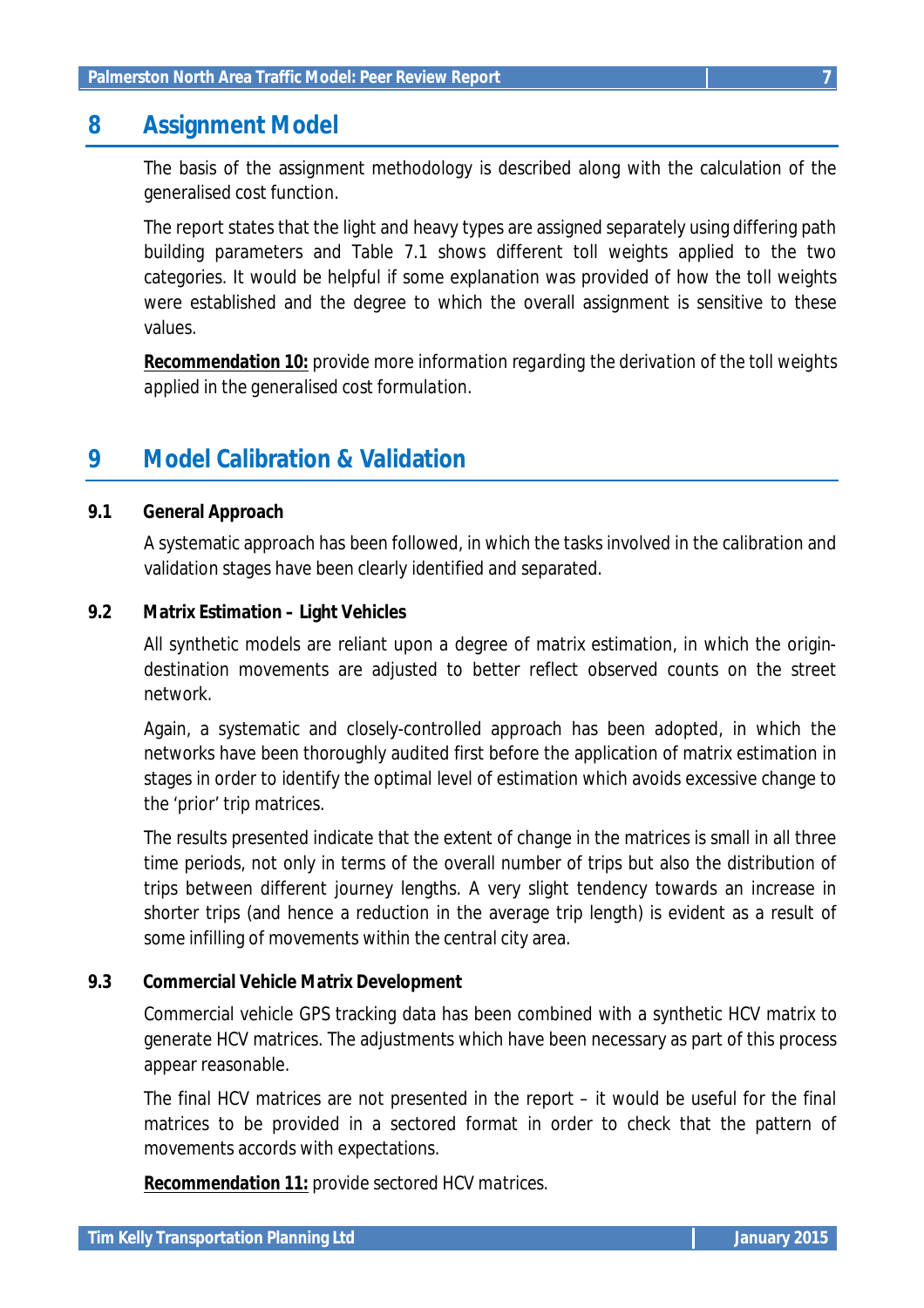# 8 Assignment Model

The basis of the assignment methodology is described along with the calculation of the generalised cost function.

The report states that the light and heavy types are assigned separately using differing path building parameters and Table 7.1 shows different toll weights applied to the two categories. It would be helpful if some explanation was provided of how the toll weights were established and the degree to which the overall assignment is sensitive to these values.

**Recommendation 10:** *provide more information regarding the derivation of the toll weights applied in the generalised cost formulation.*

# 9 Model Calibration & Validation

## 9.1 General Approach

A systematic approach has been followed, in which the tasks involved in the calibration and validation stages have been clearly identified and separated.

## 9.2 Matrix Estimation – Light Vehicles

All synthetic models are reliant upon a degree of matrix estimation, in which the origin-destination movements are adjusted to better reflect observed counts on the street network.

Again, a systematic and closely-controlled approach has been adopted, in which the networks have been thoroughly audited first before the application of matrix estimation in stages in order to identify the optimal level of estimation which avoids excessive change to the 'prior' trip matrices.

The results presented indicate that the extent of change in the matrices is small in all three time periods, not only in terms of the overall number of trips but also the distribution of trips between different journey lengths. A very slight tendency towards an increase in shorter trips (and hence a reduction in the average trip length) is evident as a result of some infilling of movements within the central city area.

## 9.3 Commercial Vehicle Matrix Development

Commercial vehicle GPS tracking data has been combined with a synthetic HCV matrix to generate HCV matrices. The adjustments which have been necessary as part of this process appear reasonable.

The final HCV matrices are not presented in the report – it would be useful for the final matrices to be provided in a sectored format in order to check that the pattern of movements accords with expectations.

**Recommendation 11:** *provide sectored HCV matrices.*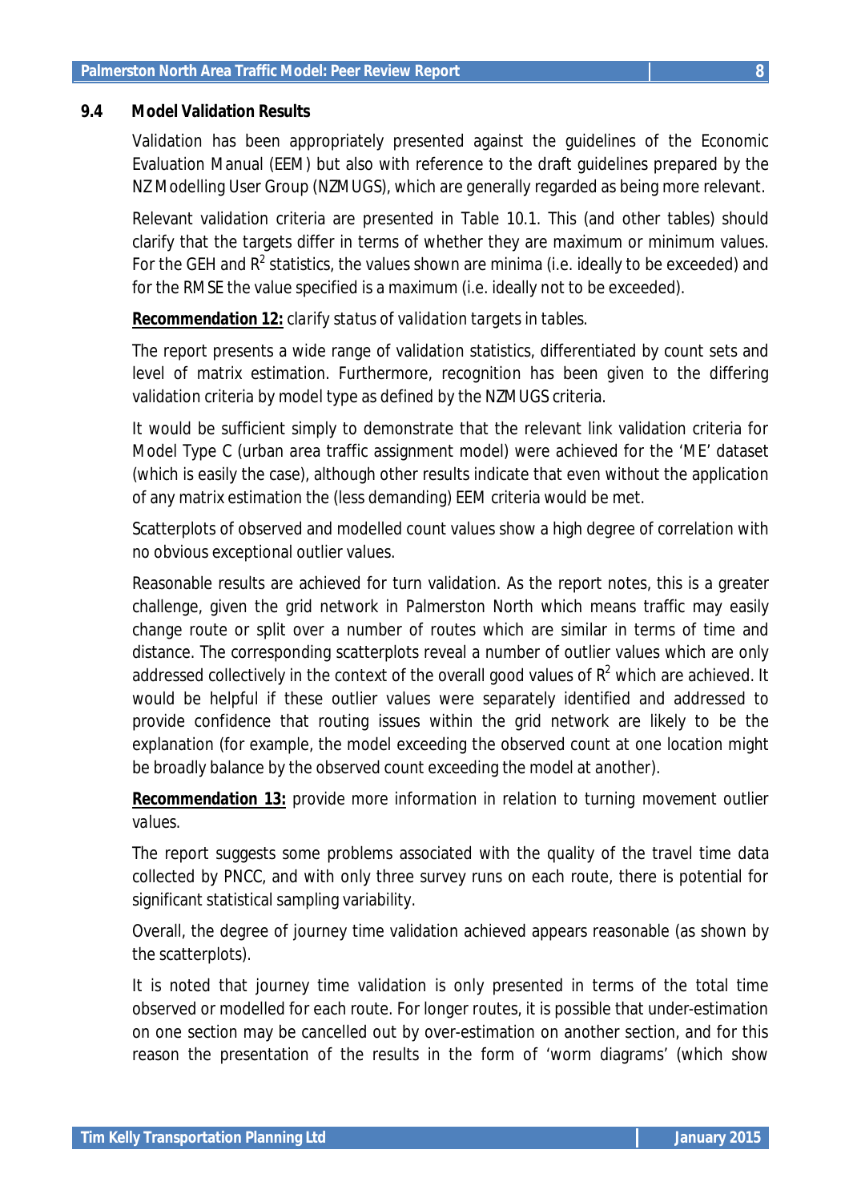### 9.4 Model Validation Results

Validation has been appropriately presented against the guidelines of the Economic Evaluation Manual (EEM) but also with reference to the draft guidelines prepared by the NZ Modelling User Group (NZMUGS), which are generally regarded as being more relevant.

Relevant validation criteria are presented in Table 10.1. This (and other tables) should clarify that the targets differ in terms of whether they are maximum or minimum values. For the GEH and $R^2$ statistics, the values shown are minima (i.e. ideally to be exceeded) and for the RMSE the value specified is a maximum (i.e. ideally not to be exceeded).

**Recommendation 12:** *clarify status of validation targets in tables.*

The report presents a wide range of validation statistics, differentiated by count sets and level of matrix estimation. Furthermore, recognition has been given to the differing validation criteria by model type as defined by the NZMUGS criteria.

It would be sufficient simply to demonstrate that the relevant link validation criteria for Model Type C (urban area traffic assignment model) were achieved for the 'ME' dataset (which is easily the case), although other results indicate that even without the application of any matrix estimation the (less demanding) EEM criteria would be met.

Scatterplots of observed and modelled count values show a high degree of correlation with no obvious exceptional outlier values.

Reasonable results are achieved for turn validation. As the report notes, this is a greater challenge, given the grid network in Palmerston North which means traffic may easily change route or split over a number of routes which are similar in terms of time and distance. The corresponding scatterplots reveal a number of outlier values which are only addressed collectively in the context of the overall good values of $R^2$ which are achieved. It would be helpful if these outlier values were separately identified and addressed to provide confidence that routing issues within the grid network are likely to be the explanation (for example, the model exceeding the observed count at one location might be broadly balance by the observed count exceeding the model at another).

**Recommendation 13:** *provide more information in relation to turning movement outlier values.*

The report suggests some problems associated with the quality of the travel time data collected by PNCC, and with only three survey runs on each route, there is potential for significant statistical sampling variability.

Overall, the degree of journey time validation achieved appears reasonable (as shown by the scatterplots).

It is noted that journey time validation is only presented in terms of the total time observed or modelled for each route. For longer routes, it is possible that under-estimation on one section may be cancelled out by over-estimation on another section, and for this reason the presentation of the results in the form of 'worm diagrams' (which show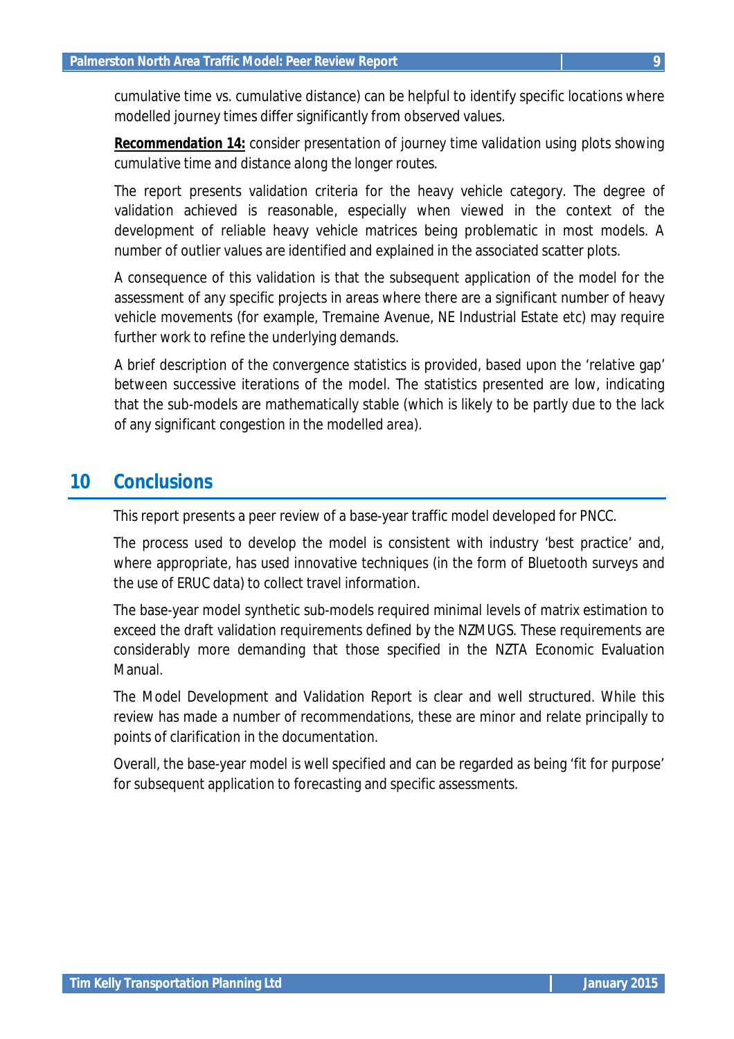cumulative time vs. cumulative distance) can be helpful to identify specific locations where modelled journey times differ significantly from observed values.

***Recommendation 14:*** *consider presentation of journey time validation using plots showing cumulative time and distance along the longer routes.*

The report presents validation criteria for the heavy vehicle category. The degree of validation achieved is reasonable, especially when viewed in the context of the development of reliable heavy vehicle matrices being problematic in most models. A number of outlier values are identified and explained in the associated scatter plots.

A consequence of this validation is that the subsequent application of the model for the assessment of any specific projects in areas where there are a significant number of heavy vehicle movements (for example, Tremaine Avenue, NE Industrial Estate etc) may require further work to refine the underlying demands.

A brief description of the convergence statistics is provided, based upon the 'relative gap' between successive iterations of the model. The statistics presented are low, indicating that the sub-models are mathematically stable (which is likely to be partly due to the lack of any significant congestion in the modelled area).

# 10 Conclusions

This report presents a peer review of a base-year traffic model developed for PNCC.

The process used to develop the model is consistent with industry 'best practice' and, where appropriate, has used innovative techniques (in the form of Bluetooth surveys and the use of ERUC data) to collect travel information.

The base-year model synthetic sub-models required minimal levels of matrix estimation to exceed the draft validation requirements defined by the NZMUGS. These requirements are considerably more demanding that those specified in the NZTA Economic Evaluation Manual.

The Model Development and Validation Report is clear and well structured. While this review has made a number of recommendations, these are minor and relate principally to points of clarification in the documentation.

Overall, the base-year model is well specified and can be regarded as being 'fit for purpose' for subsequent application to forecasting and specific assessments.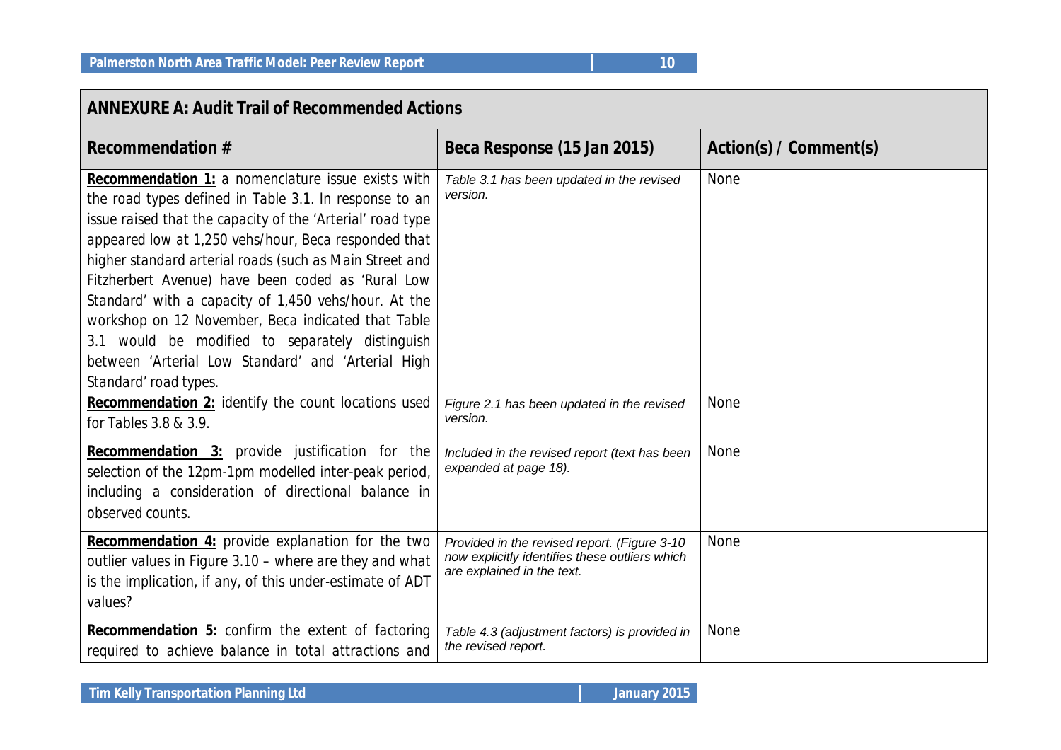| ANNEXURE A: Audit Trail of Recommended Actions | | |
|---|---|---|
| **Recommendation #** | **Beca Response (15 Jan 2015)** | **Action(s) / Comment(s)** |
| **Recommendation 1:** a nomenclature issue exists with the road types defined in Table 3.1. In response to an issue raised that the capacity of the 'Arterial' road type appeared low at 1,250 vehs/hour, Beca responded that higher standard arterial roads (such as Main Street and Fitzherbert Avenue) have been coded as 'Rural Low Standard' with a capacity of 1,450 vehs/hour. At the workshop on 12 November, Beca indicated that Table 3.1 would be modified to separately distinguish between 'Arterial Low Standard' and 'Arterial High Standard' road types. | *Table 3.1 has been updated in the revised version.* | None |
| **Recommendation 2:** identify the count locations used for Tables 3.8 & 3.9. | *Figure 2.1 has been updated in the revised version.* | None |
| **Recommendation 3:** provide justification for the selection of the 12pm-1pm modelled inter-peak period, including a consideration of directional balance in observed counts. | *Included in the revised report (text has been expanded at page 18).* | None |
| **Recommendation 4:** provide explanation for the two outlier values in Figure 3.10 – where are they and what is the implication, if any, of this under-estimate of ADT values? | *Provided in the revised report. (Figure 3-10 now explicitly identifies these outliers which are explained in the text.* | None |
| **Recommendation 5:** confirm the extent of factoring required to achieve balance in total attractions and | *Table 4.3 (adjustment factors) is provided in the revised report.* | None |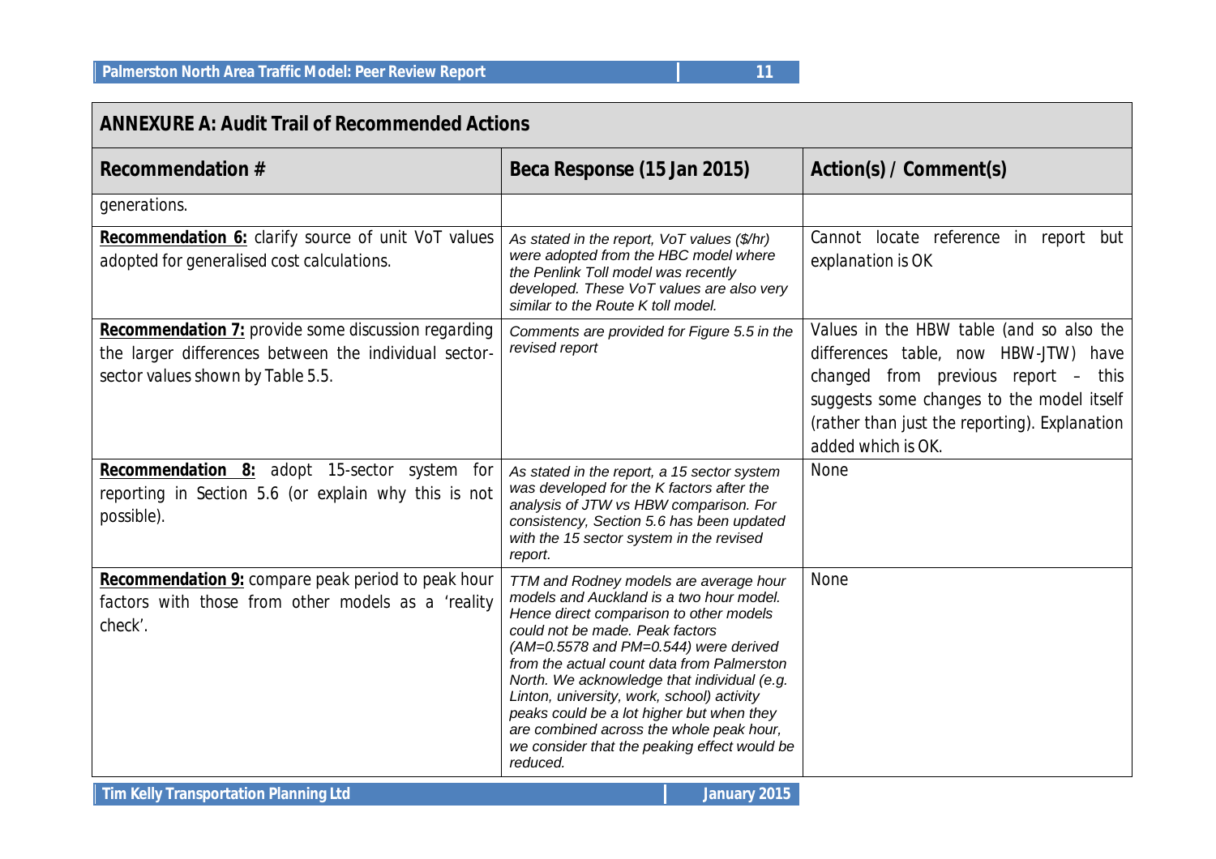| ANNEXURE A: Audit Trail of Recommended Actions | | |
|---|---|---|
| **Recommendation #** | **Beca Response (15 Jan 2015)** | **Action(s) / Comment(s)** |
| generations. | | |
| **Recommendation 6:** clarify source of unit VoT values adopted for generalised cost calculations. | *As stated in the report, VoT values ($/hr) were adopted from the HBC model where the Penlink Toll model was recently developed. These VoT values are also very similar to the Route K toll model.* | Cannot locate reference in report but explanation is OK |
| **Recommendation 7:** provide some discussion regarding the larger differences between the individual sector-sector values shown by Table 5.5. | *Comments are provided for Figure 5.5 in the revised report* | Values in the HBW table (and so also the differences table, now HBW-JTW) have changed from previous report – this suggests some changes to the model itself (rather than just the reporting). Explanation added which is OK. |
| **Recommendation 8:** adopt 15-sector system for reporting in Section 5.6 (or explain why this is not possible). | *As stated in the report, a 15 sector system was developed for the K factors after the analysis of JTW vs HBW comparison. For consistency, Section 5.6 has been updated with the 15 sector system in the revised report.* | None |
| **Recommendation 9:** compare peak period to peak hour factors with those from other models as a 'reality check'. | *TTM and Rodney models are average hour models and Auckland is a two hour model. Hence direct comparison to other models could not be made. Peak factors (AM=0.5578 and PM=0.544) were derived from the actual count data from Palmerston North. We acknowledge that individual (e.g. Linton, university, work, school) activity peaks could be a lot higher but when they are combined across the whole peak hour, we consider that the peaking effect would be reduced.* | None |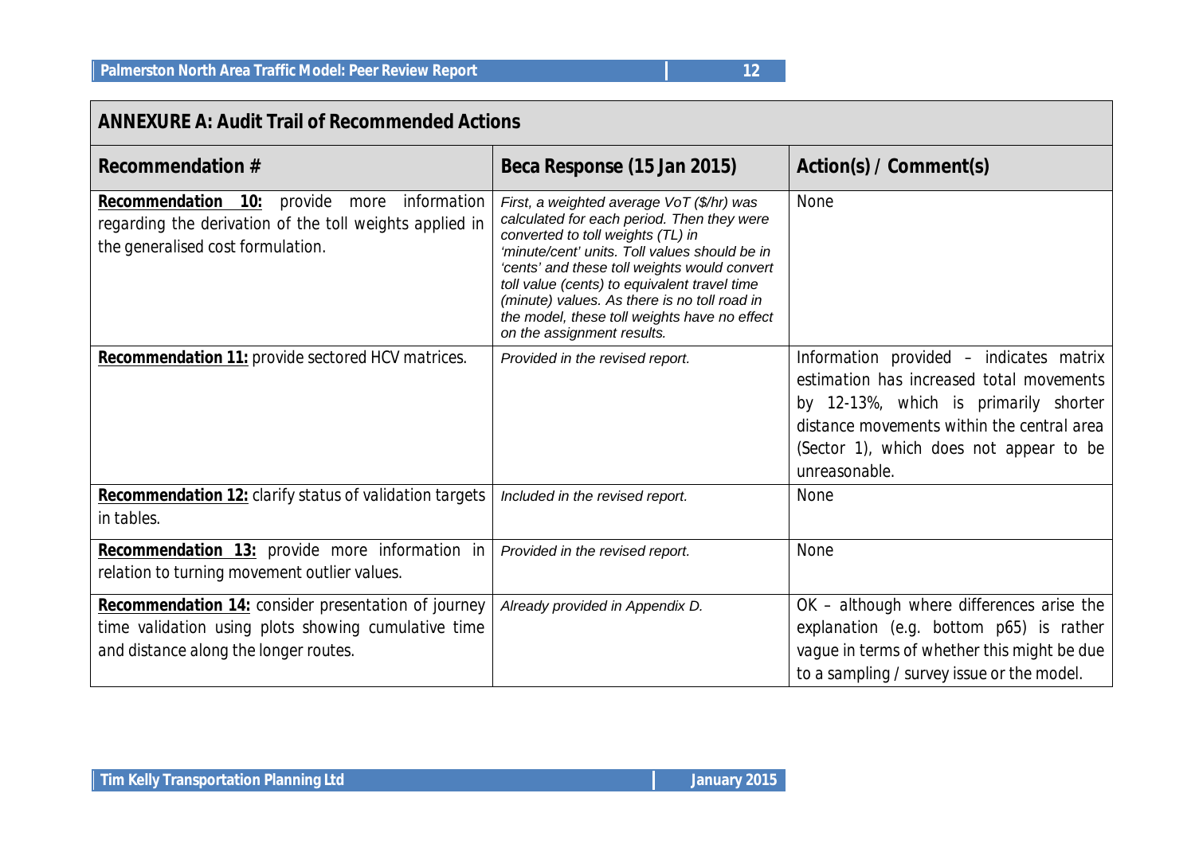| ANNEXURE A: Audit Trail of Recommended Actions | | |
|---|---|---|
| **Recommendation #** | **Beca Response (15 Jan 2015)** | **Action(s) / Comment(s)** |
| **Recommendation 10:** provide more information regarding the derivation of the toll weights applied in the generalised cost formulation. | *First, a weighted average VoT ($/hr) was calculated for each period. Then they were converted to toll weights (TL) in 'minute/cent' units. Toll values should be in 'cents' and these toll weights would convert toll value (cents) to equivalent travel time (minute) values. As there is no toll road in the model, these toll weights have no effect on the assignment results.* | None |
| **Recommendation 11:** provide sectored HCV matrices. | *Provided in the revised report.* | Information provided – indicates matrix estimation has increased total movements by 12-13%, which is primarily shorter distance movements within the central area (Sector 1), which does not appear to be unreasonable. |
| **Recommendation 12:** clarify status of validation targets in tables. | *Included in the revised report.* | None |
| **Recommendation 13:** provide more information in relation to turning movement outlier values. | *Provided in the revised report.* | None |
| **Recommendation 14:** consider presentation of journey time validation using plots showing cumulative time and distance along the longer routes. | *Already provided in Appendix D.* | OK – although where differences arise the explanation (e.g. bottom p65) is rather vague in terms of whether this might be due to a sampling / survey issue or the model. |